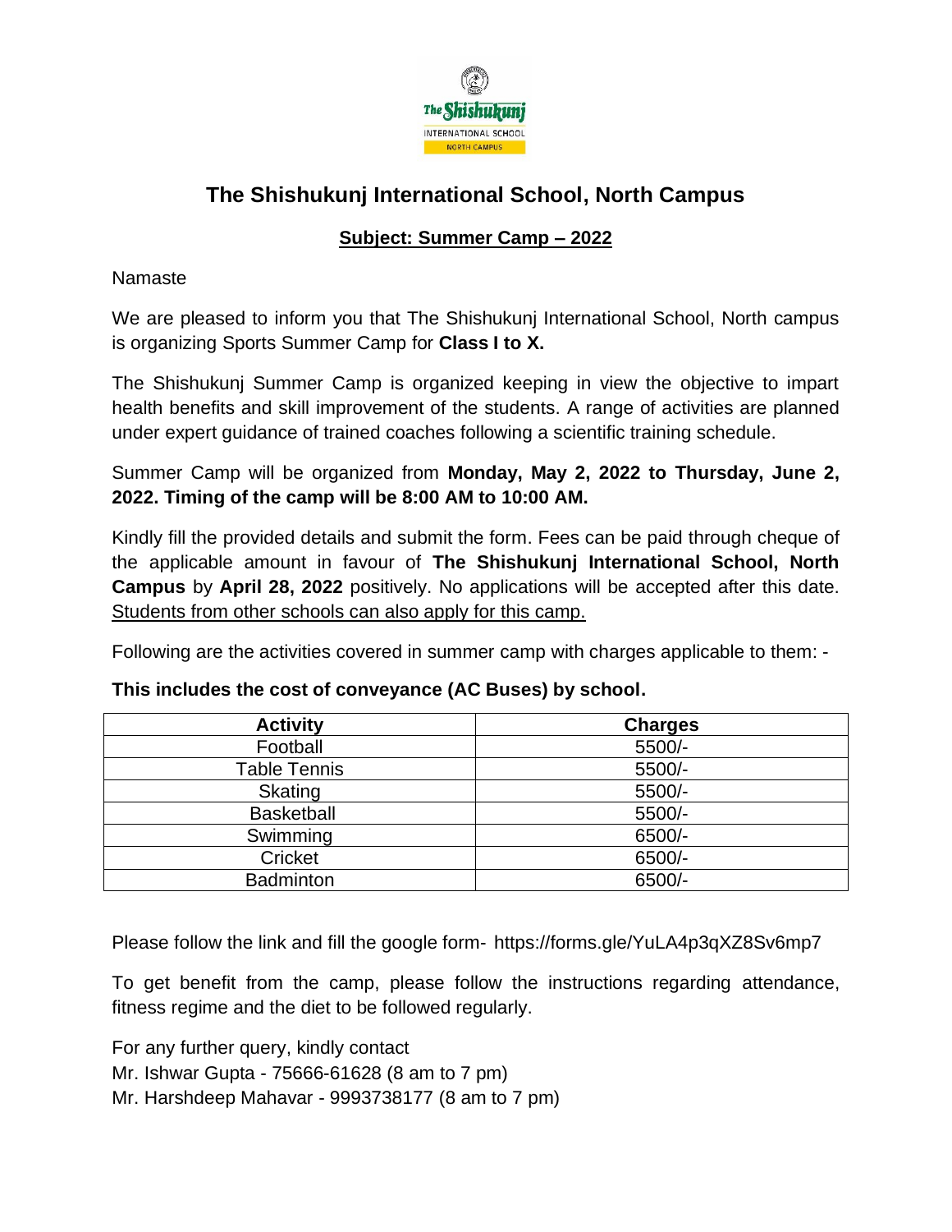# The Shishukunj International School, North Campus

**Subject: Summer Camp – 2022**

Namaste

We are pleased to inform you that The Shishukunj International School, North campus is organizing Sports Summer Camp for **Class I to X.**

The Shishukunj Summer Camp is organized keeping in view the objective to impart health benefits and skill improvement of the students. A range of activities are planned under expert guidance of trained coaches following a scientific training schedule.

Summer Camp will be organized from **Monday, May 2, 2022 to Thursday, June 2, 2022. Timing of the camp will be 8:00 AM to 10:00 AM.**

Kindly fill the provided details and submit the form. Fees can be paid through cheque of the applicable amount in favour of **The Shishukunj International School, North Campus** by **April 28, 2022** positively. No applications will be accepted after this date. Students from other schools can also apply for this camp.

Following are the activities covered in summer camp with charges applicable to them: -

**This includes the cost of conveyance (AC Buses) by school.**

| Activity | Charges |
| --- | --- |
| Football | 5500/- |
| Table Tennis | 5500/- |
| Skating | 5500/- |
| Basketball | 5500/- |
| Swimming | 6500/- |
| Cricket | 6500/- |
| Badminton | 6500/- |

Please follow the link and fill the google form- https://forms.gle/YuLA4p3qXZ8Sv6mp7

To get benefit from the camp, please follow the instructions regarding attendance, fitness regime and the diet to be followed regularly.

For any further query, kindly contact
Mr. Ishwar Gupta - 75666-61628 (8 am to 7 pm)
Mr. Harshdeep Mahavar - 9993738177 (8 am to 7 pm)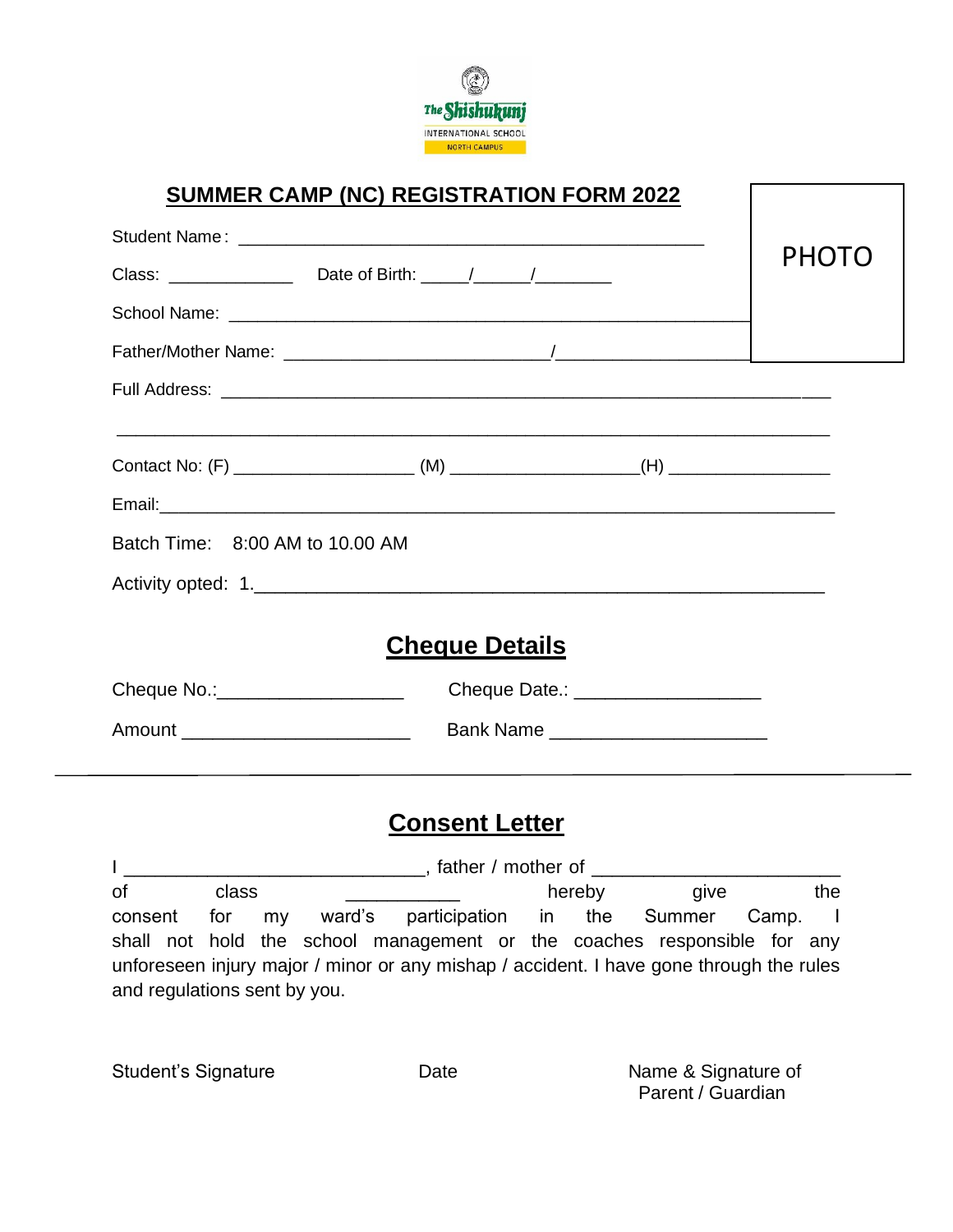The Shishukunj INTERNATIONAL SCHOOL NORTH CAMPUS

## SUMMER CAMP (NC) REGISTRATION FORM 2022

PHOTO

Student Name: ______________________________________________

Class: ____________ Date of Birth: _____/______/________

School Name: ______________________________________________

Father/Mother Name: __________________________/____________________

Full Address: ______________________________________________

______________________________________________________________

Contact No: (F) ________________ (M) ________________(H) ______________

Email:______________________________________________________

Batch Time: 8:00 AM to 10.00 AM

Activity opted: 1.______________________________________________

## Cheque Details

Cheque No.:________________ Cheque Date.: ________________

Amount ____________________ Bank Name ____________________

---

## Consent Letter

I ___________________________, father / mother of ______________________ of class __________ hereby give the consent for my ward's participation in the Summer Camp. I shall not hold the school management or the coaches responsible for any unforeseen injury major / minor or any mishap / accident. I have gone through the rules and regulations sent by you.

Student's Signature

Date

Name & Signature of Parent / Guardian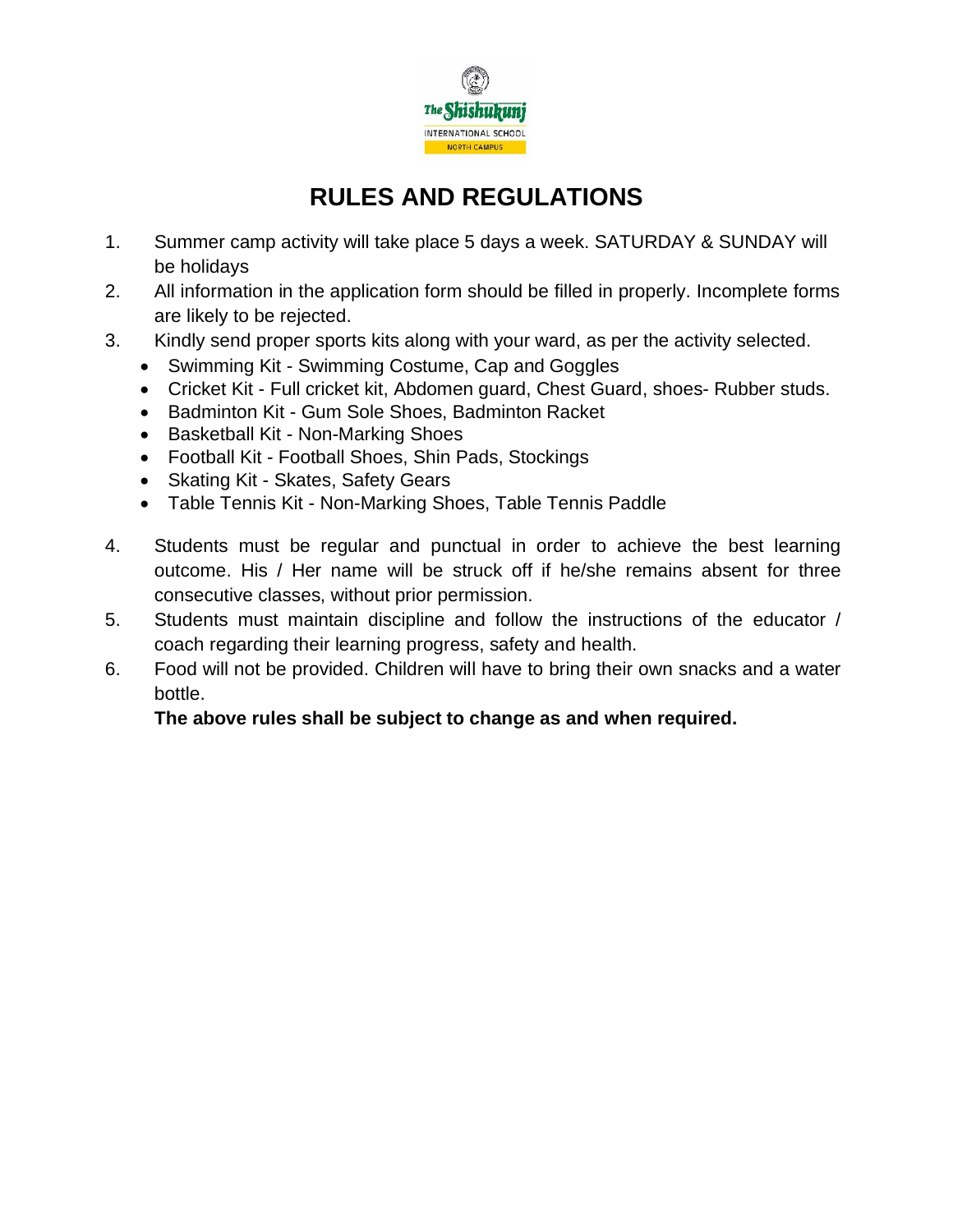# RULES AND REGULATIONS

1. Summer camp activity will take place 5 days a week. SATURDAY & SUNDAY will be holidays
2. All information in the application form should be filled in properly. Incomplete forms are likely to be rejected.
3. Kindly send proper sports kits along with your ward, as per the activity selected.
   - Swimming Kit - Swimming Costume, Cap and Goggles
   - Cricket Kit - Full cricket kit, Abdomen guard, Chest Guard, shoes- Rubber studs.
   - Badminton Kit - Gum Sole Shoes, Badminton Racket
   - Basketball Kit - Non-Marking Shoes
   - Football Kit - Football Shoes, Shin Pads, Stockings
   - Skating Kit - Skates, Safety Gears
   - Table Tennis Kit - Non-Marking Shoes, Table Tennis Paddle
4. Students must be regular and punctual in order to achieve the best learning outcome. His / Her name will be struck off if he/she remains absent for three consecutive classes, without prior permission.
5. Students must maintain discipline and follow the instructions of the educator / coach regarding their learning progress, safety and health.
6. Food will not be provided. Children will have to bring their own snacks and a water bottle.

**The above rules shall be subject to change as and when required.**